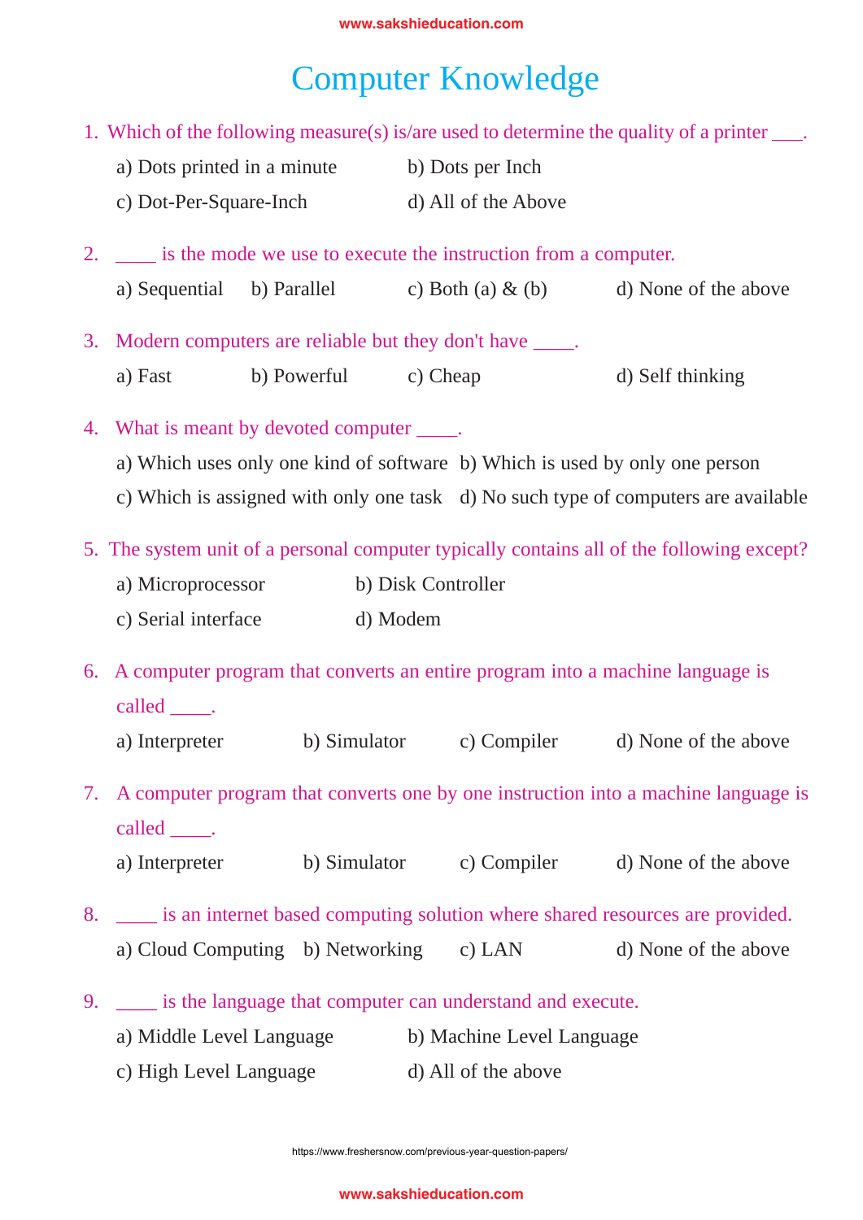# Computer Knowledge

1. Which of the following measure(s) is/are used to determine the quality of a printer ___.

   a) Dots printed in a minute
   b) Dots per Inch
   c) Dot-Per-Square-Inch
   d) All of the Above

2. ____ is the mode we use to execute the instruction from a computer.

   a) Sequential
   b) Parallel
   c) Both (a) & (b)
   d) None of the above

3. Modern computers are reliable but they don't have ____.

   a) Fast
   b) Powerful
   c) Cheap
   d) Self thinking

4. What is meant by devoted computer ____.

   a) Which uses only one kind of software
   b) Which is used by only one person
   c) Which is assigned with only one task
   d) No such type of computers are available

5. The system unit of a personal computer typically contains all of the following except?

   a) Microprocessor
   b) Disk Controller
   c) Serial interface
   d) Modem

6. A computer program that converts an entire program into a machine language is called ____.

   a) Interpreter
   b) Simulator
   c) Compiler
   d) None of the above

7. A computer program that converts one by one instruction into a machine language is called ____.

   a) Interpreter
   b) Simulator
   c) Compiler
   d) None of the above

8. ____ is an internet based computing solution where shared resources are provided.

   a) Cloud Computing
   b) Networking
   c) LAN
   d) None of the above

9. ____ is the language that computer can understand and execute.

   a) Middle Level Language
   b) Machine Level Language
   c) High Level Language
   d) All of the above

https://www.freshersnow.com/previous-year-question-papers/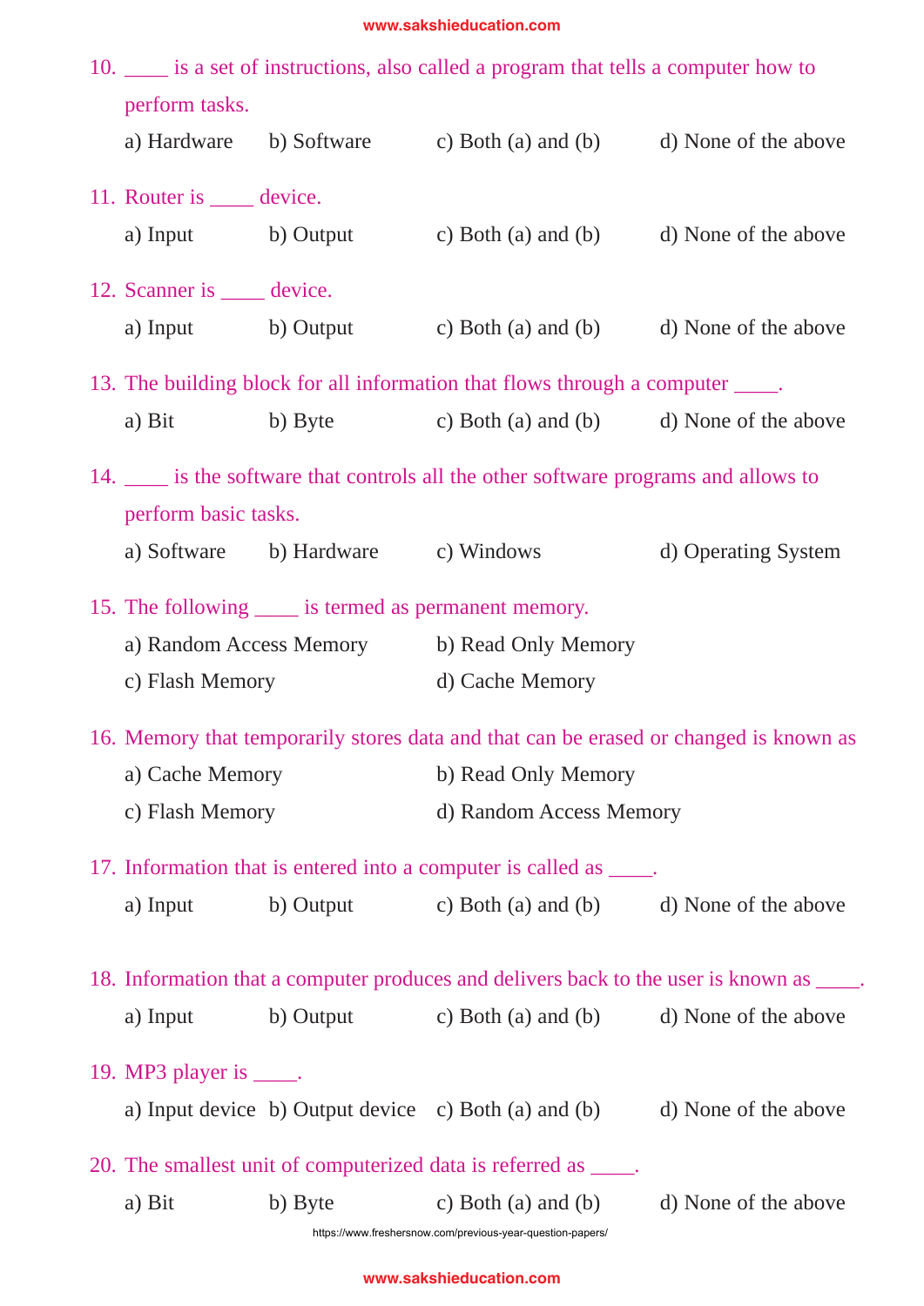10. ____ is a set of instructions, also called a program that tells a computer how to perform tasks.

    a) Hardware b) Software c) Both (a) and (b) d) None of the above

11. Router is ____ device.

    a) Input b) Output c) Both (a) and (b) d) None of the above

12. Scanner is ____ device.

    a) Input b) Output c) Both (a) and (b) d) None of the above

13. The building block for all information that flows through a computer ____.

    a) Bit b) Byte c) Both (a) and (b) d) None of the above

14. ____ is the software that controls all the other software programs and allows to perform basic tasks.

    a) Software b) Hardware c) Windows d) Operating System

15. The following ____ is termed as permanent memory.

    a) Random Access Memory b) Read Only Memory
    c) Flash Memory d) Cache Memory

16. Memory that temporarily stores data and that can be erased or changed is known as

    a) Cache Memory b) Read Only Memory
    c) Flash Memory d) Random Access Memory

17. Information that is entered into a computer is called as ____.

    a) Input b) Output c) Both (a) and (b) d) None of the above

18. Information that a computer produces and delivers back to the user is known as ____.

    a) Input b) Output c) Both (a) and (b) d) None of the above

19. MP3 player is ____.

    a) Input device b) Output device c) Both (a) and (b) d) None of the above

20. The smallest unit of computerized data is referred as ____.

    a) Bit b) Byte c) Both (a) and (b) d) None of the above

https://www.freshersnow.com/previous-year-question-papers/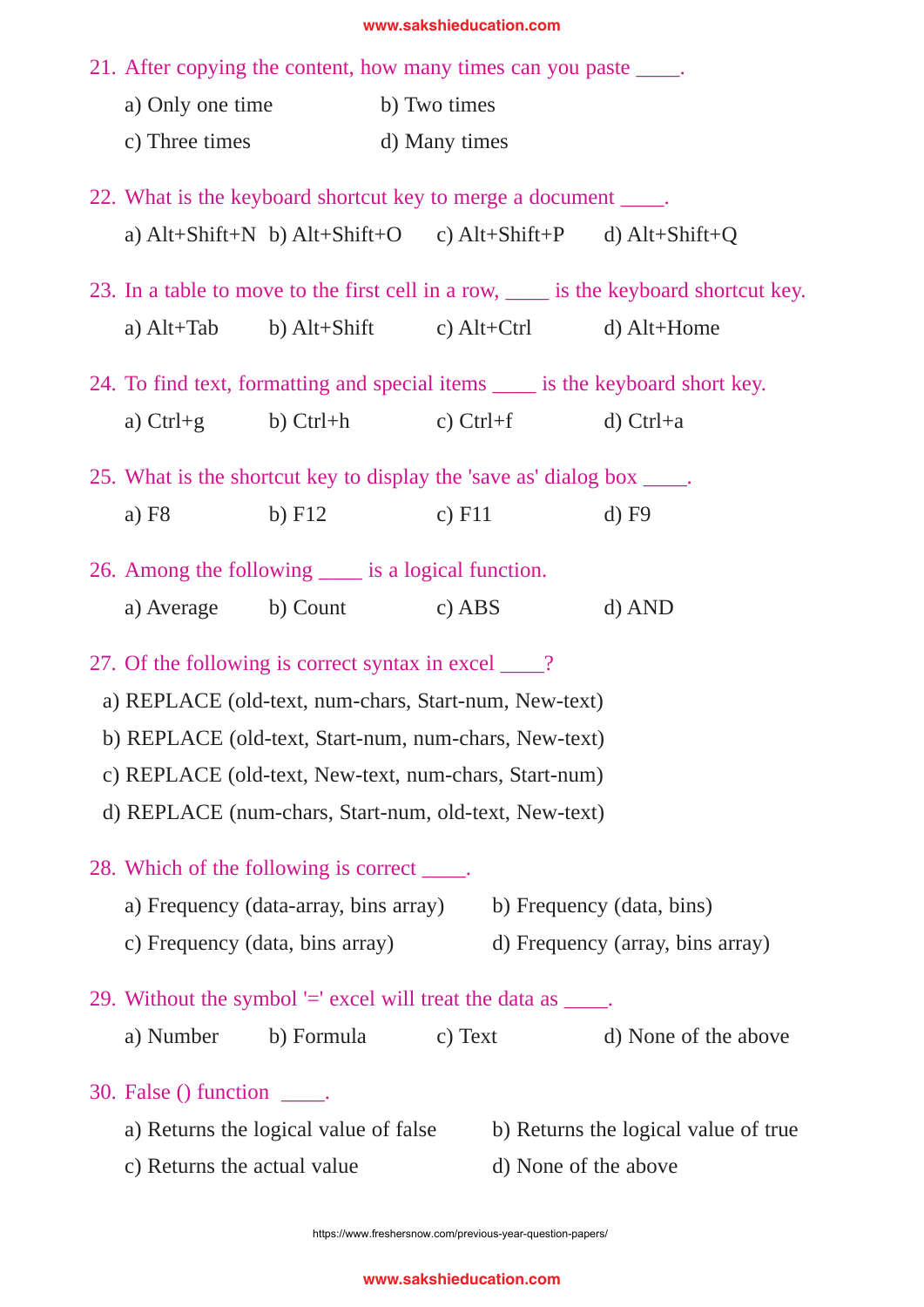21. After copying the content, how many times can you paste ____.

    a) Only one time  b) Two times

    c) Three times  d) Many times

22. What is the keyboard shortcut key to merge a document ____.

    a) Alt+Shift+N  b) Alt+Shift+O  c) Alt+Shift+P  d) Alt+Shift+Q

23. In a table to move to the first cell in a row, ____ is the keyboard shortcut key.

    a) Alt+Tab  b) Alt+Shift  c) Alt+Ctrl  d) Alt+Home

24. To find text, formatting and special items ____ is the keyboard short key.

    a) Ctrl+g  b) Ctrl+h  c) Ctrl+f  d) Ctrl+a

25. What is the shortcut key to display the 'save as' dialog box ____.

    a) F8  b) F12  c) F11  d) F9

26. Among the following ____ is a logical function.

    a) Average  b) Count  c) ABS  d) AND

27. Of the following is correct syntax in excel ____?

    a) REPLACE (old-text, num-chars, Start-num, New-text)

    b) REPLACE (old-text, Start-num, num-chars, New-text)

    c) REPLACE (old-text, New-text, num-chars, Start-num)

    d) REPLACE (num-chars, Start-num, old-text, New-text)

28. Which of the following is correct ____.

    a) Frequency (data-array, bins array)  b) Frequency (data, bins)

    c) Frequency (data, bins array)  d) Frequency (array, bins array)

29. Without the symbol '=' excel will treat the data as ____.

    a) Number  b) Formula  c) Text  d) None of the above

30. False () function ____.

    a) Returns the logical value of false  b) Returns the logical value of true

    c) Returns the actual value  d) None of the above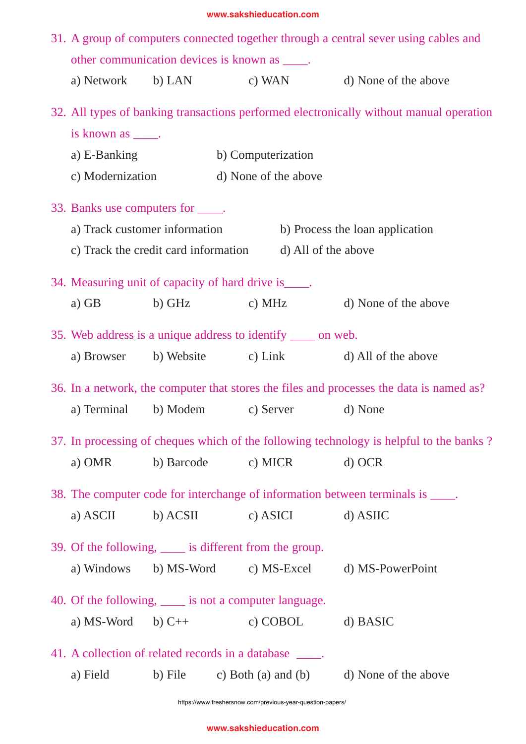31. A group of computers connected together through a central sever using cables and other communication devices is known as ____.

    a) Network  b) LAN  c) WAN  d) None of the above

32. All types of banking transactions performed electronically without manual operation is known as ____.

    a) E-Banking  b) Computerization
    c) Modernization  d) None of the above

33. Banks use computers for ____.

    a) Track customer information  b) Process the loan application
    c) Track the credit card information  d) All of the above

34. Measuring unit of capacity of hard drive is____.

    a) GB  b) GHz  c) MHz  d) None of the above

35. Web address is a unique address to identify ____ on web.

    a) Browser  b) Website  c) Link  d) All of the above

36. In a network, the computer that stores the files and processes the data is named as?

    a) Terminal  b) Modem  c) Server  d) None

37. In processing of cheques which of the following technology is helpful to the banks ?

    a) OMR  b) Barcode  c) MICR  d) OCR

38. The computer code for interchange of information between terminals is ____.

    a) ASCII  b) ACSII  c) ASICI  d) ASIIC

39. Of the following, ____ is different from the group.

    a) Windows  b) MS-Word  c) MS-Excel  d) MS-PowerPoint

40. Of the following, ____ is not a computer language.

    a) MS-Word  b) C++  c) COBOL  d) BASIC

41. A collection of related records in a database ____.

    a) Field  b) File  c) Both (a) and (b)  d) None of the above

https://www.freshersnow.com/previous-year-question-papers/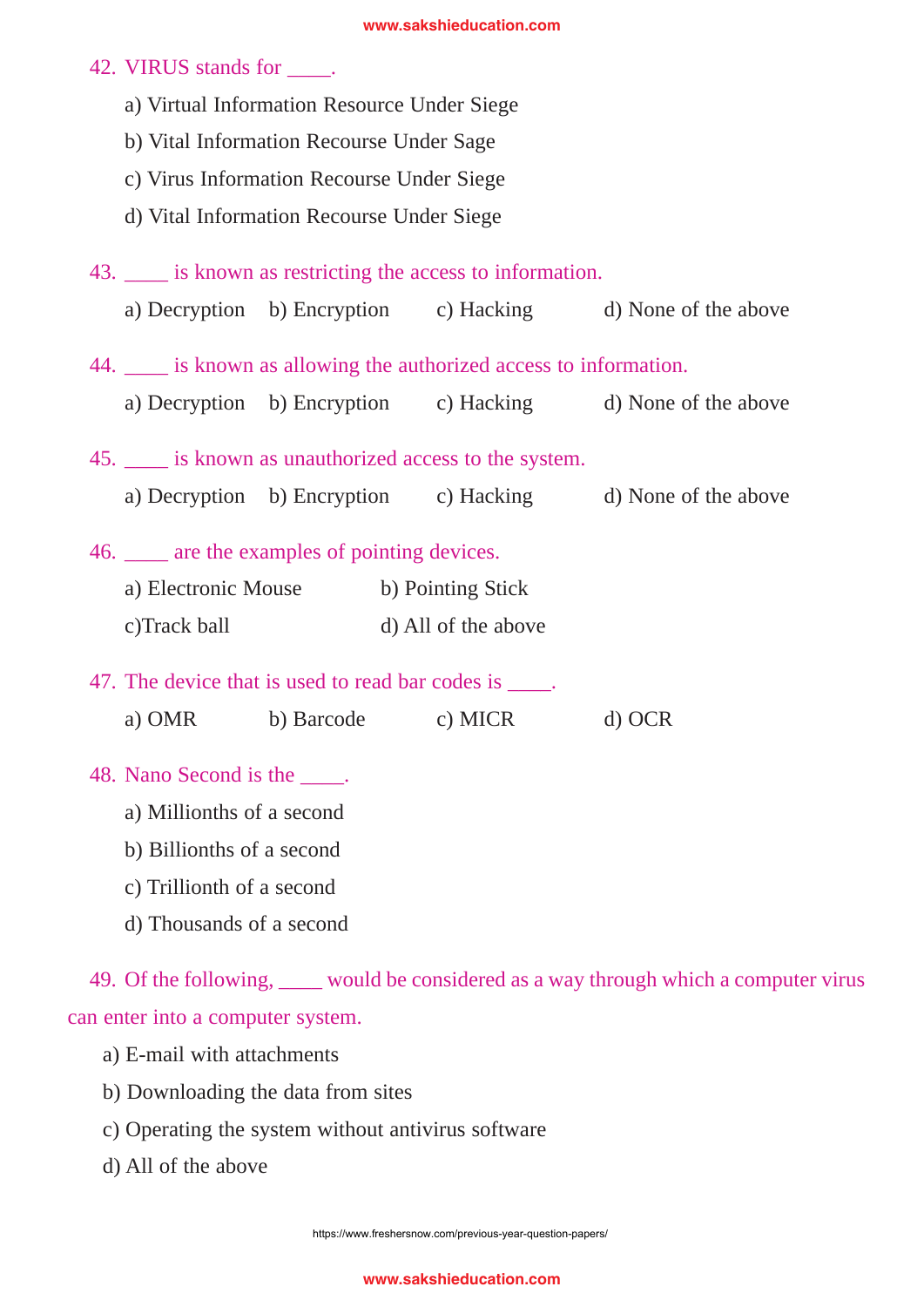42. VIRUS stands for ____.

a) Virtual Information Resource Under Siege

b) Vital Information Recourse Under Sage

c) Virus Information Recourse Under Siege

d) Vital Information Recourse Under Siege

43. ____ is known as restricting the access to information.

a) Decryption b) Encryption c) Hacking d) None of the above

44. ____ is known as allowing the authorized access to information.

a) Decryption b) Encryption c) Hacking d) None of the above

45. ____ is known as unauthorized access to the system.

a) Decryption b) Encryption c) Hacking d) None of the above

46. ____ are the examples of pointing devices.

a) Electronic Mouse b) Pointing Stick

c)Track ball d) All of the above

47. The device that is used to read bar codes is ____.

a) OMR b) Barcode c) MICR d) OCR

48. Nano Second is the ____.

a) Millionths of a second

b) Billionths of a second

c) Trillionth of a second

d) Thousands of a second

49. Of the following, ____ would be considered as a way through which a computer virus can enter into a computer system.

a) E-mail with attachments

b) Downloading the data from sites

c) Operating the system without antivirus software

d) All of the above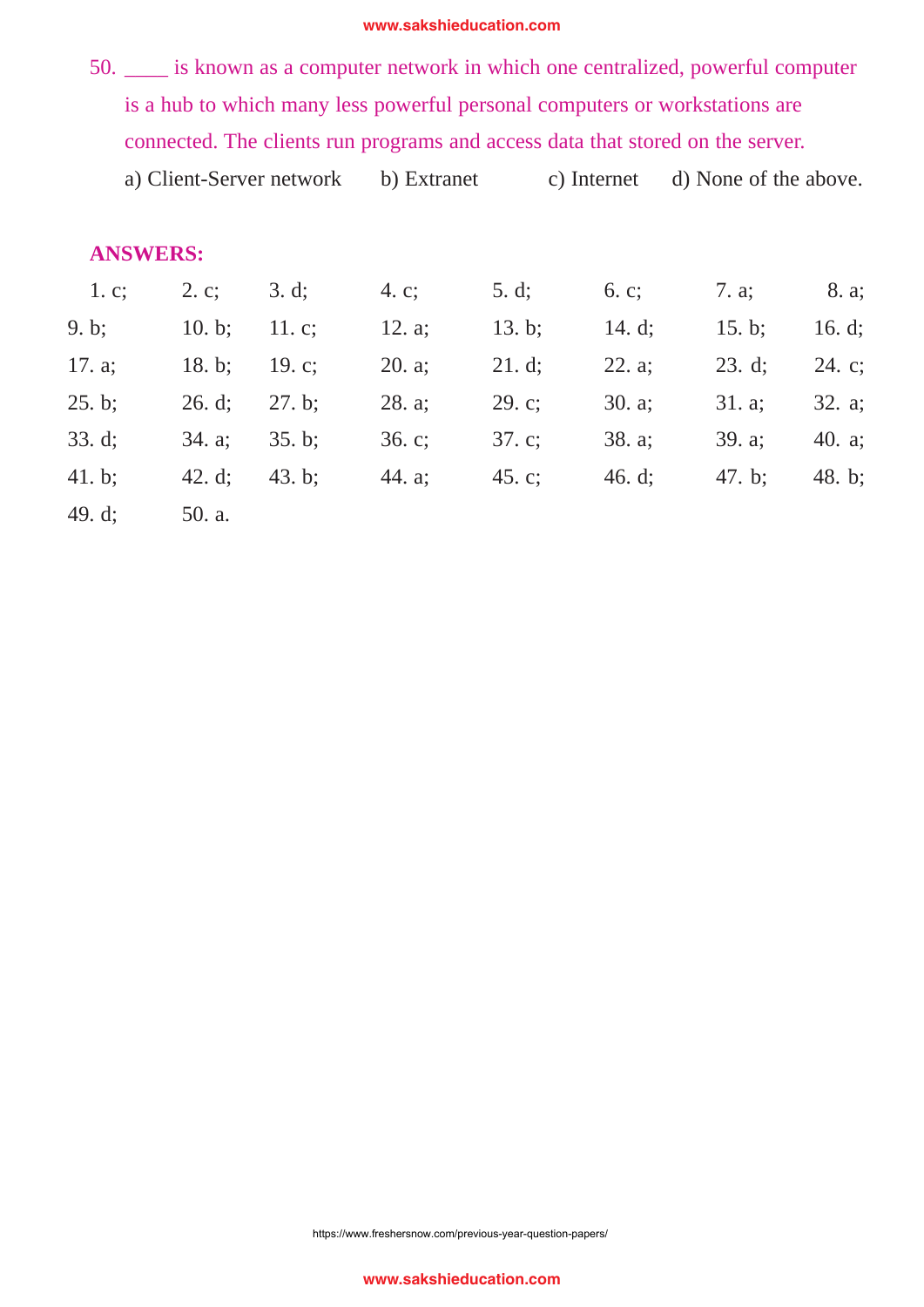50. ____ is known as a computer network in which one centralized, powerful computer is a hub to which many less powerful personal computers or workstations are connected. The clients run programs and access data that stored on the server.

a) Client-Server network b) Extranet c) Internet d) None of the above.

**ANSWERS:**

| | | | | | | | |
|---|---|---|---|---|---|---|---|
| 1. c; | 2. c; | 3. d; | 4. c; | 5. d; | 6. c; | 7. a; | 8. a; |
| 9. b; | 10. b; | 11. c; | 12. a; | 13. b; | 14. d; | 15. b; | 16. d; |
| 17. a; | 18. b; | 19. c; | 20. a; | 21. d; | 22. a; | 23. d; | 24. c; |
| 25. b; | 26. d; | 27. b; | 28. a; | 29. c; | 30. a; | 31. a; | 32. a; |
| 33. d; | 34. a; | 35. b; | 36. c; | 37. c; | 38. a; | 39. a; | 40. a; |
| 41. b; | 42. d; | 43. b; | 44. a; | 45. c; | 46. d; | 47. b; | 48. b; |
| 49. d; | 50. a. | | | | | | |

https://www.freshersnow.com/previous-year-question-papers/